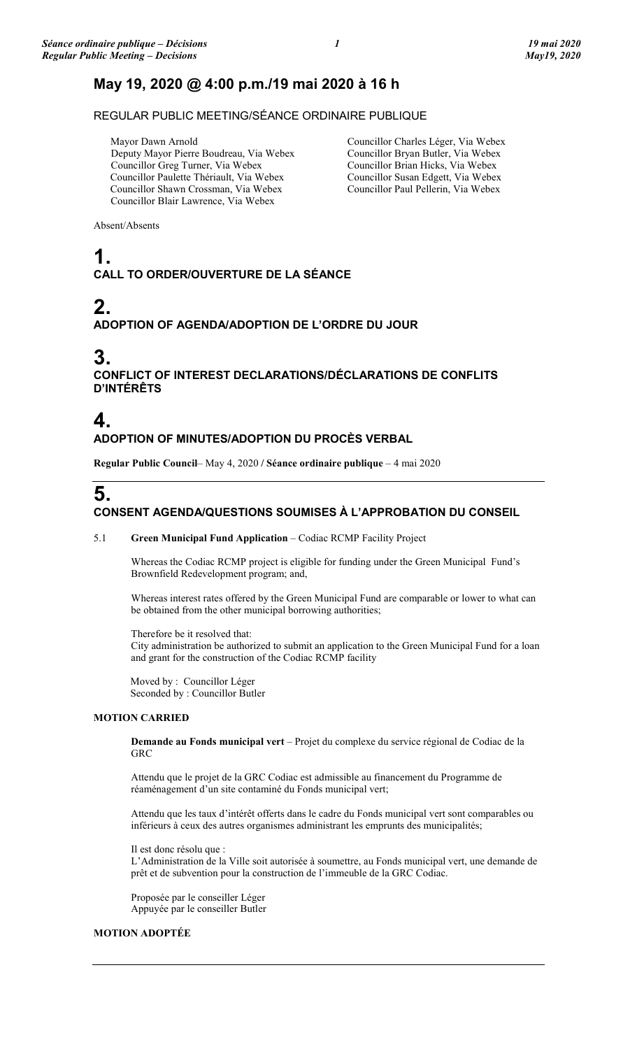## May 19, 2020 @ 4:00 p.m./19 mai 2020 à 16 h

REGULAR PUBLIC MEETING/SÉANCE ORDINAIRE PUBLIQUE

Mayor Dawn Arnold
Deputy Mayor Pierre Boudreau, Via Webex
Councillor Greg Turner, Via Webex
Councillor Paulette Thériault, Via Webex
Councillor Shawn Crossman, Via Webex
Councillor Blair Lawrence, Via Webex
Councillor Charles Léger, Via Webex
Councillor Bryan Butler, Via Webex
Councillor Brian Hicks, Via Webex
Councillor Susan Edgett, Via Webex
Councillor Paul Pellerin, Via Webex

Absent/Absents

# 1.
## CALL TO ORDER/OUVERTURE DE LA SÉANCE

# 2.
## ADOPTION OF AGENDA/ADOPTION DE L'ORDRE DU JOUR

# 3.
## CONFLICT OF INTEREST DECLARATIONS/DÉCLARATIONS DE CONFLITS D'INTÉRÊTS

# 4.
## ADOPTION OF MINUTES/ADOPTION DU PROCÈS VERBAL

**Regular Public Council**– May 4, 2020 / **Séance ordinaire publique** – 4 mai 2020

---

# 5.
## CONSENT AGENDA/QUESTIONS SOUMISES À L'APPROBATION DU CONSEIL

5.1 **Green Municipal Fund Application** – Codiac RCMP Facility Project

Whereas the Codiac RCMP project is eligible for funding under the Green Municipal Fund's Brownfield Redevelopment program; and,

Whereas interest rates offered by the Green Municipal Fund are comparable or lower to what can be obtained from the other municipal borrowing authorities;

Therefore be it resolved that:
City administration be authorized to submit an application to the Green Municipal Fund for a loan and grant for the construction of the Codiac RCMP facility

Moved by : Councillor Léger
Seconded by : Councillor Butler

**MOTION CARRIED**

**Demande au Fonds municipal vert** – Projet du complexe du service régional de Codiac de la GRC

Attendu que le projet de la GRC Codiac est admissible au financement du Programme de réaménagement d'un site contaminé du Fonds municipal vert;

Attendu que les taux d'intérêt offerts dans le cadre du Fonds municipal vert sont comparables ou inférieurs à ceux des autres organismes administrant les emprunts des municipalités;

Il est donc résolu que :
L'Administration de la Ville soit autorisée à soumettre, au Fonds municipal vert, une demande de prêt et de subvention pour la construction de l'immeuble de la GRC Codiac.

Proposée par le conseiller Léger
Appuyée par le conseiller Butler

**MOTION ADOPTÉE**

---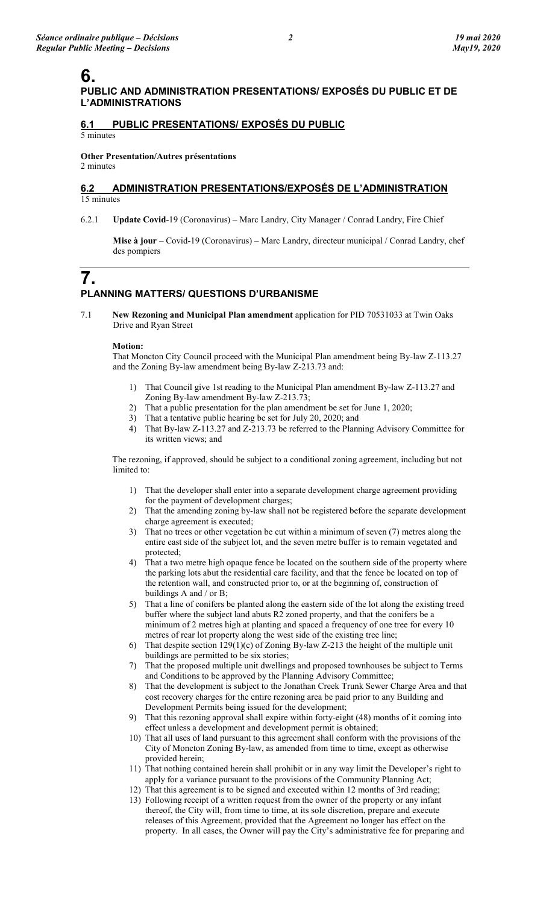# 6.

## PUBLIC AND ADMINISTRATION PRESENTATIONS/ EXPOSÉS DU PUBLIC ET DE L'ADMINISTRATIONS

### 6.1 PUBLIC PRESENTATIONS/ EXPOSÉS DU PUBLIC

5 minutes

**Other Presentation/Autres présentations**
2 minutes

### 6.2 ADMINISTRATION PRESENTATIONS/EXPOSÉS DE L'ADMINISTRATION

15 minutes

6.2.1 **Update Covid**-19 (Coronavirus) – Marc Landry, City Manager / Conrad Landry, Fire Chief

**Mise à jour** – Covid-19 (Coronavirus) – Marc Landry, directeur municipal / Conrad Landry, chef des pompiers

# 7.

## PLANNING MATTERS/ QUESTIONS D'URBANISME

7.1 **New Rezoning and Municipal Plan amendment** application for PID 70531033 at Twin Oaks Drive and Ryan Street

**Motion:**
That Moncton City Council proceed with the Municipal Plan amendment being By-law Z-113.27 and the Zoning By-law amendment being By-law Z-213.73 and:

1) That Council give 1st reading to the Municipal Plan amendment By-law Z-113.27 and Zoning By-law amendment By-law Z-213.73;
2) That a public presentation for the plan amendment be set for June 1, 2020;
3) That a tentative public hearing be set for July 20, 2020; and
4) That By-law Z-113.27 and Z-213.73 be referred to the Planning Advisory Committee for its written views; and

The rezoning, if approved, should be subject to a conditional zoning agreement, including but not limited to:

1) That the developer shall enter into a separate development charge agreement providing for the payment of development charges;
2) That the amending zoning by-law shall not be registered before the separate development charge agreement is executed;
3) That no trees or other vegetation be cut within a minimum of seven (7) metres along the entire east side of the subject lot, and the seven metre buffer is to remain vegetated and protected;
4) That a two metre high opaque fence be located on the southern side of the property where the parking lots abut the residential care facility, and that the fence be located on top of the retention wall, and constructed prior to, or at the beginning of, construction of buildings A and / or B;
5) That a line of conifers be planted along the eastern side of the lot along the existing treed buffer where the subject land abuts R2 zoned property, and that the conifers be a minimum of 2 metres high at planting and spaced a frequency of one tree for every 10 metres of rear lot property along the west side of the existing tree line;
6) That despite section 129(1)(c) of Zoning By-law Z-213 the height of the multiple unit buildings are permitted to be six stories;
7) That the proposed multiple unit dwellings and proposed townhouses be subject to Terms and Conditions to be approved by the Planning Advisory Committee;
8) That the development is subject to the Jonathan Creek Trunk Sewer Charge Area and that cost recovery charges for the entire rezoning area be paid prior to any Building and Development Permits being issued for the development;
9) That this rezoning approval shall expire within forty-eight (48) months of it coming into effect unless a development and development permit is obtained;
10) That all uses of land pursuant to this agreement shall conform with the provisions of the City of Moncton Zoning By-law, as amended from time to time, except as otherwise provided herein;
11) That nothing contained herein shall prohibit or in any way limit the Developer's right to apply for a variance pursuant to the provisions of the Community Planning Act;
12) That this agreement is to be signed and executed within 12 months of 3rd reading;
13) Following receipt of a written request from the owner of the property or any infant thereof, the City will, from time to time, at its sole discretion, prepare and execute releases of this Agreement, provided that the Agreement no longer has effect on the property. In all cases, the Owner will pay the City's administrative fee for preparing and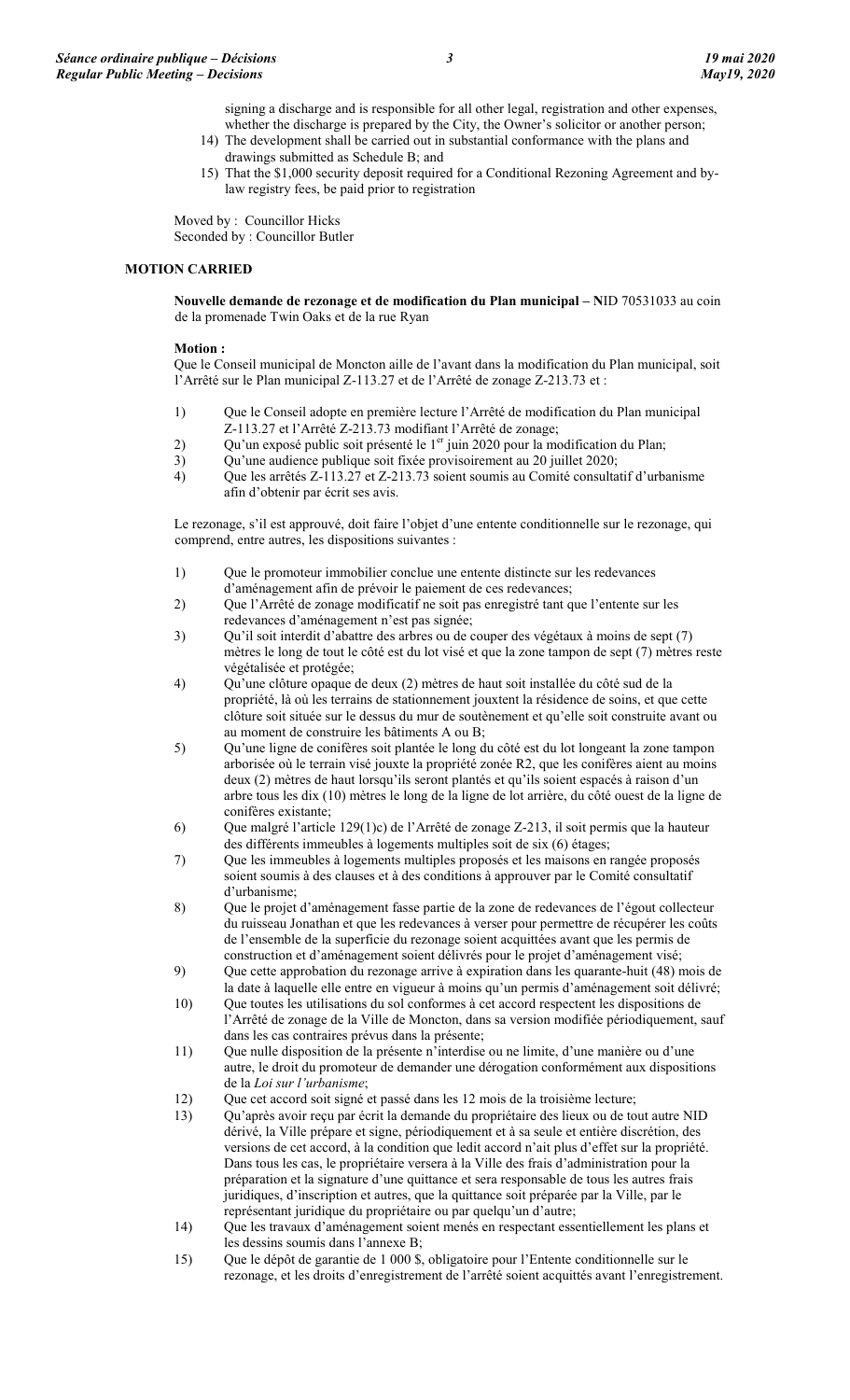signing a discharge and is responsible for all other legal, registration and other expenses, whether the discharge is prepared by the City, the Owner's solicitor or another person;

14) The development shall be carried out in substantial conformance with the plans and drawings submitted as Schedule B; and
15) That the $1,000 security deposit required for a Conditional Rezoning Agreement and by-law registry fees, be paid prior to registration

Moved by : Councillor Hicks
Seconded by : Councillor Butler

**MOTION CARRIED**

**Nouvelle demande de rezonage et de modification du Plan municipal – N**ID 70531033 au coin de la promenade Twin Oaks et de la rue Ryan

**Motion :**
Que le Conseil municipal de Moncton aille de l'avant dans la modification du Plan municipal, soit l'Arrêté sur le Plan municipal Z-113.27 et de l'Arrêté de zonage Z-213.73 et :

1) Que le Conseil adopte en première lecture l'Arrêté de modification du Plan municipal Z-113.27 et l'Arrêté Z-213.73 modifiant l'Arrêté de zonage;
2) Qu'un exposé public soit présenté le 1er juin 2020 pour la modification du Plan;
3) Qu'une audience publique soit fixée provisoirement au 20 juillet 2020;
4) Que les arrêtés Z-113.27 et Z-213.73 soient soumis au Comité consultatif d'urbanisme afin d'obtenir par écrit ses avis.

Le rezonage, s'il est approuvé, doit faire l'objet d'une entente conditionnelle sur le rezonage, qui comprend, entre autres, les dispositions suivantes :

1) Que le promoteur immobilier conclue une entente distincte sur les redevances d'aménagement afin de prévoir le paiement de ces redevances;
2) Que l'Arrêté de zonage modificatif ne soit pas enregistré tant que l'entente sur les redevances d'aménagement n'est pas signée;
3) Qu'il soit interdit d'abattre des arbres ou de couper des végétaux à moins de sept (7) mètres le long de tout le côté est du lot visé et que la zone tampon de sept (7) mètres reste végétalisée et protégée;
4) Qu'une clôture opaque de deux (2) mètres de haut soit installée du côté sud de la propriété, là où les terrains de stationnement jouxtent la résidence de soins, et que cette clôture soit située sur le dessus du mur de soutènement et qu'elle soit construite avant ou au moment de construire les bâtiments A ou B;
5) Qu'une ligne de conifères soit plantée le long du côté est du lot longeant la zone tampon arborisée où le terrain visé jouxte la propriété zonée R2, que les conifères aient au moins deux (2) mètres de haut lorsqu'ils seront plantés et qu'ils soient espacés à raison d'un arbre tous les dix (10) mètres le long de la ligne de lot arrière, du côté ouest de la ligne de conifères existante;
6) Que malgré l'article 129(1)c) de l'Arrêté de zonage Z-213, il soit permis que la hauteur des différents immeubles à logements multiples soit de six (6) étages;
7) Que les immeubles à logements multiples proposés et les maisons en rangée proposés soient soumis à des clauses et à des conditions à approuver par le Comité consultatif d'urbanisme;
8) Que le projet d'aménagement fasse partie de la zone de redevances de l'égout collecteur du ruisseau Jonathan et que les redevances à verser pour permettre de récupérer les coûts de l'ensemble de la superficie du rezonage soient acquittées avant que les permis de construction et d'aménagement soient délivrés pour le projet d'aménagement visé;
9) Que cette approbation du rezonage arrive à expiration dans les quarante-huit (48) mois de la date à laquelle elle entre en vigueur à moins qu'un permis d'aménagement soit délivré;
10) Que toutes les utilisations du sol conformes à cet accord respectent les dispositions de l'Arrêté de zonage de la Ville de Moncton, dans sa version modifiée périodiquement, sauf dans les cas contraires prévus dans la présente;
11) Que nulle disposition de la présente n'interdise ou ne limite, d'une manière ou d'une autre, le droit du promoteur de demander une dérogation conformément aux dispositions de la *Loi sur l'urbanisme*;
12) Que cet accord soit signé et passé dans les 12 mois de la troisième lecture;
13) Qu'après avoir reçu par écrit la demande du propriétaire des lieux ou de tout autre NID dérivé, la Ville prépare et signe, périodiquement et à sa seule et entière discrétion, des versions de cet accord, à la condition que ledit accord n'ait plus d'effet sur la propriété. Dans tous les cas, le propriétaire versera à la Ville des frais d'administration pour la préparation et la signature d'une quittance et sera responsable de tous les autres frais juridiques, d'inscription et autres, que la quittance soit préparée par la Ville, par le représentant juridique du propriétaire ou par quelqu'un d'autre;
14) Que les travaux d'aménagement soient menés en respectant essentiellement les plans et les dessins soumis dans l'annexe B;
15) Que le dépôt de garantie de 1 000 $, obligatoire pour l'Entente conditionnelle sur le rezonage, et les droits d'enregistrement de l'arrêté soient acquittés avant l'enregistrement.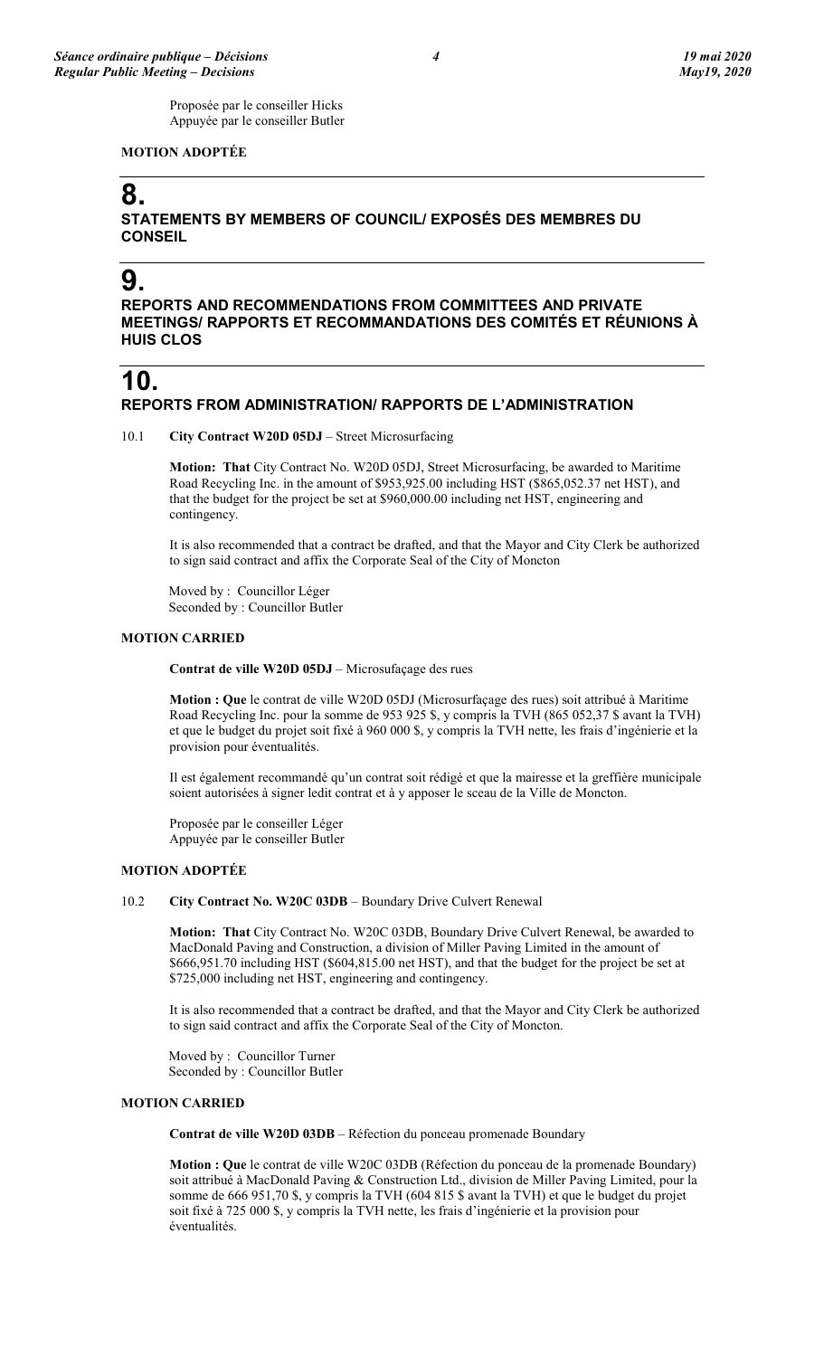Proposée par le conseiller Hicks
Appuyée par le conseiller Butler

**MOTION ADOPTÉE**

# 8.

## STATEMENTS BY MEMBERS OF COUNCIL/ EXPOSÉS DES MEMBRES DU CONSEIL

# 9.

## REPORTS AND RECOMMENDATIONS FROM COMMITTEES AND PRIVATE MEETINGS/ RAPPORTS ET RECOMMANDATIONS DES COMITÉS ET RÉUNIONS À HUIS CLOS

# 10.

## REPORTS FROM ADMINISTRATION/ RAPPORTS DE L'ADMINISTRATION

10.1 **City Contract W20D 05DJ** – Street Microsurfacing

**Motion: That** City Contract No. W20D 05DJ, Street Microsurfacing, be awarded to Maritime Road Recycling Inc. in the amount of $953,925.00 including HST ($865,052.37 net HST), and that the budget for the project be set at $960,000.00 including net HST, engineering and contingency.

It is also recommended that a contract be drafted, and that the Mayor and City Clerk be authorized to sign said contract and affix the Corporate Seal of the City of Moncton

Moved by : Councillor Léger
Seconded by : Councillor Butler

**MOTION CARRIED**

**Contrat de ville W20D 05DJ** – Microsufaçage des rues

**Motion : Que** le contrat de ville W20D 05DJ (Microsurfaçage des rues) soit attribué à Maritime Road Recycling Inc. pour la somme de 953 925 $, y compris la TVH (865 052,37 $ avant la TVH) et que le budget du projet soit fixé à 960 000 $, y compris la TVH nette, les frais d'ingénierie et la provision pour éventualités.

Il est également recommandé qu'un contrat soit rédigé et que la mairesse et la greffière municipale soient autorisées à signer ledit contrat et à y apposer le sceau de la Ville de Moncton.

Proposée par le conseiller Léger
Appuyée par le conseiller Butler

**MOTION ADOPTÉE**

10.2 **City Contract No. W20C 03DB** – Boundary Drive Culvert Renewal

**Motion: That** City Contract No. W20C 03DB, Boundary Drive Culvert Renewal, be awarded to MacDonald Paving and Construction, a division of Miller Paving Limited in the amount of $666,951.70 including HST ($604,815.00 net HST), and that the budget for the project be set at $725,000 including net HST, engineering and contingency.

It is also recommended that a contract be drafted, and that the Mayor and City Clerk be authorized to sign said contract and affix the Corporate Seal of the City of Moncton.

Moved by : Councillor Turner
Seconded by : Councillor Butler

**MOTION CARRIED**

**Contrat de ville W20D 03DB** – Réfection du ponceau promenade Boundary

**Motion : Que** le contrat de ville W20C 03DB (Réfection du ponceau de la promenade Boundary) soit attribué à MacDonald Paving & Construction Ltd., division de Miller Paving Limited, pour la somme de 666 951,70 $, y compris la TVH (604 815 $ avant la TVH) et que le budget du projet soit fixé à 725 000 $, y compris la TVH nette, les frais d'ingénierie et la provision pour éventualités.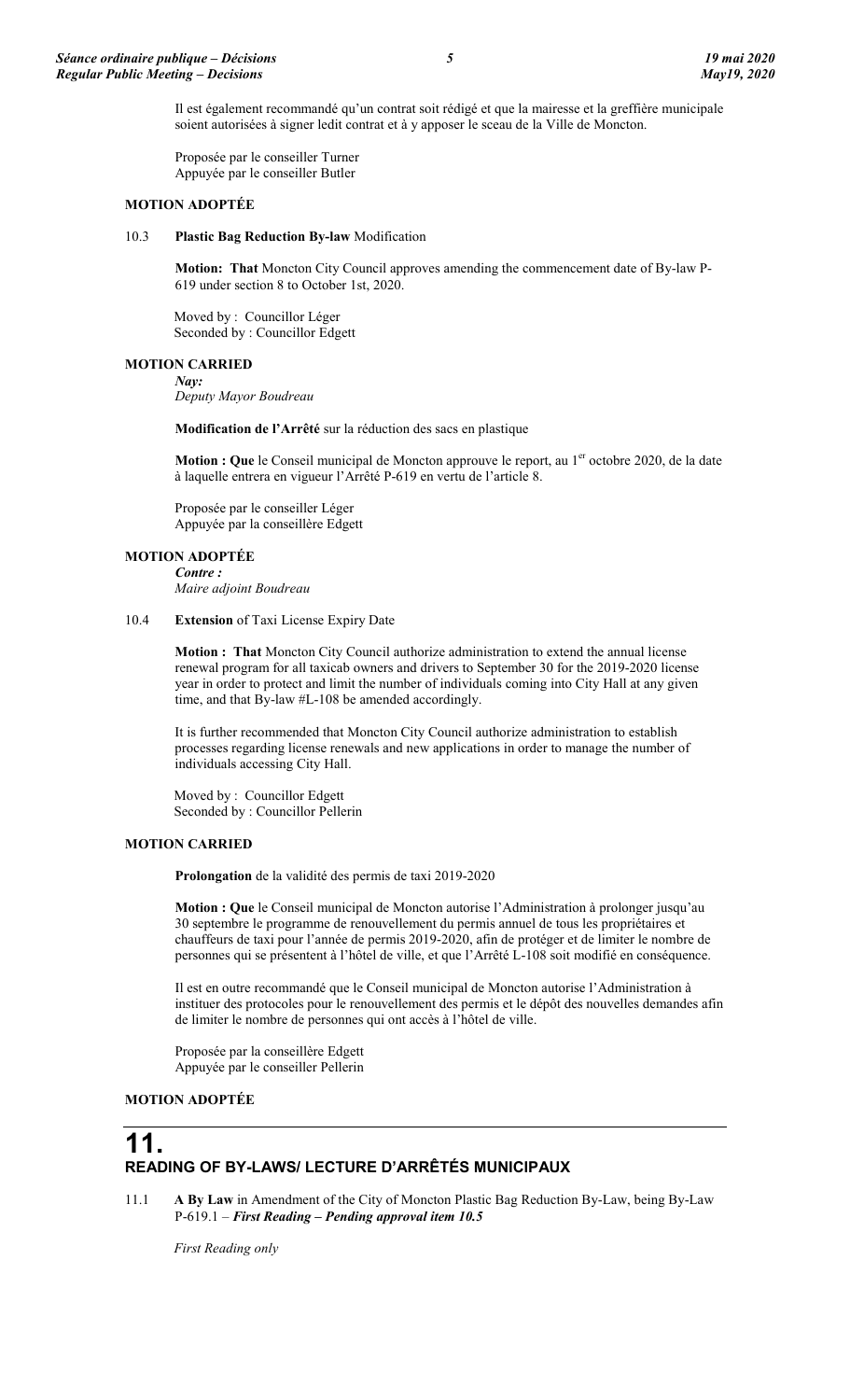Il est également recommandé qu'un contrat soit rédigé et que la mairesse et la greffière municipale soient autorisées à signer ledit contrat et à y apposer le sceau de la Ville de Moncton.

Proposée par le conseiller Turner
Appuyée par le conseiller Butler

**MOTION ADOPTÉE**

10.3 **Plastic Bag Reduction By-law** Modification

**Motion: That** Moncton City Council approves amending the commencement date of By-law P-619 under section 8 to October 1st, 2020.

Moved by : Councillor Léger
Seconded by : Councillor Edgett

**MOTION CARRIED**

***Nay:***
*Deputy Mayor Boudreau*

**Modification de l'Arrêté** sur la réduction des sacs en plastique

**Motion : Que** le Conseil municipal de Moncton approuve le report, au 1er octobre 2020, de la date à laquelle entrera en vigueur l'Arrêté P-619 en vertu de l'article 8.

Proposée par le conseiller Léger
Appuyée par la conseillère Edgett

**MOTION ADOPTÉE**

***Contre :***
*Maire adjoint Boudreau*

10.4 **Extension** of Taxi License Expiry Date

**Motion : That** Moncton City Council authorize administration to extend the annual license renewal program for all taxicab owners and drivers to September 30 for the 2019-2020 license year in order to protect and limit the number of individuals coming into City Hall at any given time, and that By-law #L-108 be amended accordingly.

It is further recommended that Moncton City Council authorize administration to establish processes regarding license renewals and new applications in order to manage the number of individuals accessing City Hall.

Moved by : Councillor Edgett
Seconded by : Councillor Pellerin

**MOTION CARRIED**

**Prolongation** de la validité des permis de taxi 2019-2020

**Motion : Que** le Conseil municipal de Moncton autorise l'Administration à prolonger jusqu'au 30 septembre le programme de renouvellement du permis annuel de tous les propriétaires et chauffeurs de taxi pour l'année de permis 2019-2020, afin de protéger et de limiter le nombre de personnes qui se présentent à l'hôtel de ville, et que l'Arrêté L-108 soit modifié en conséquence.

Il est en outre recommandé que le Conseil municipal de Moncton autorise l'Administration à instituer des protocoles pour le renouvellement des permis et le dépôt des nouvelles demandes afin de limiter le nombre de personnes qui ont accès à l'hôtel de ville.

Proposée par la conseillère Edgett
Appuyée par le conseiller Pellerin

**MOTION ADOPTÉE**

## 11. READING OF BY-LAWS/ LECTURE D'ARRÊTÉS MUNICIPAUX

11.1 **A By Law** in Amendment of the City of Moncton Plastic Bag Reduction By-Law, being By-Law P-619.1 – ***First Reading – Pending approval item 10.5***

*First Reading only*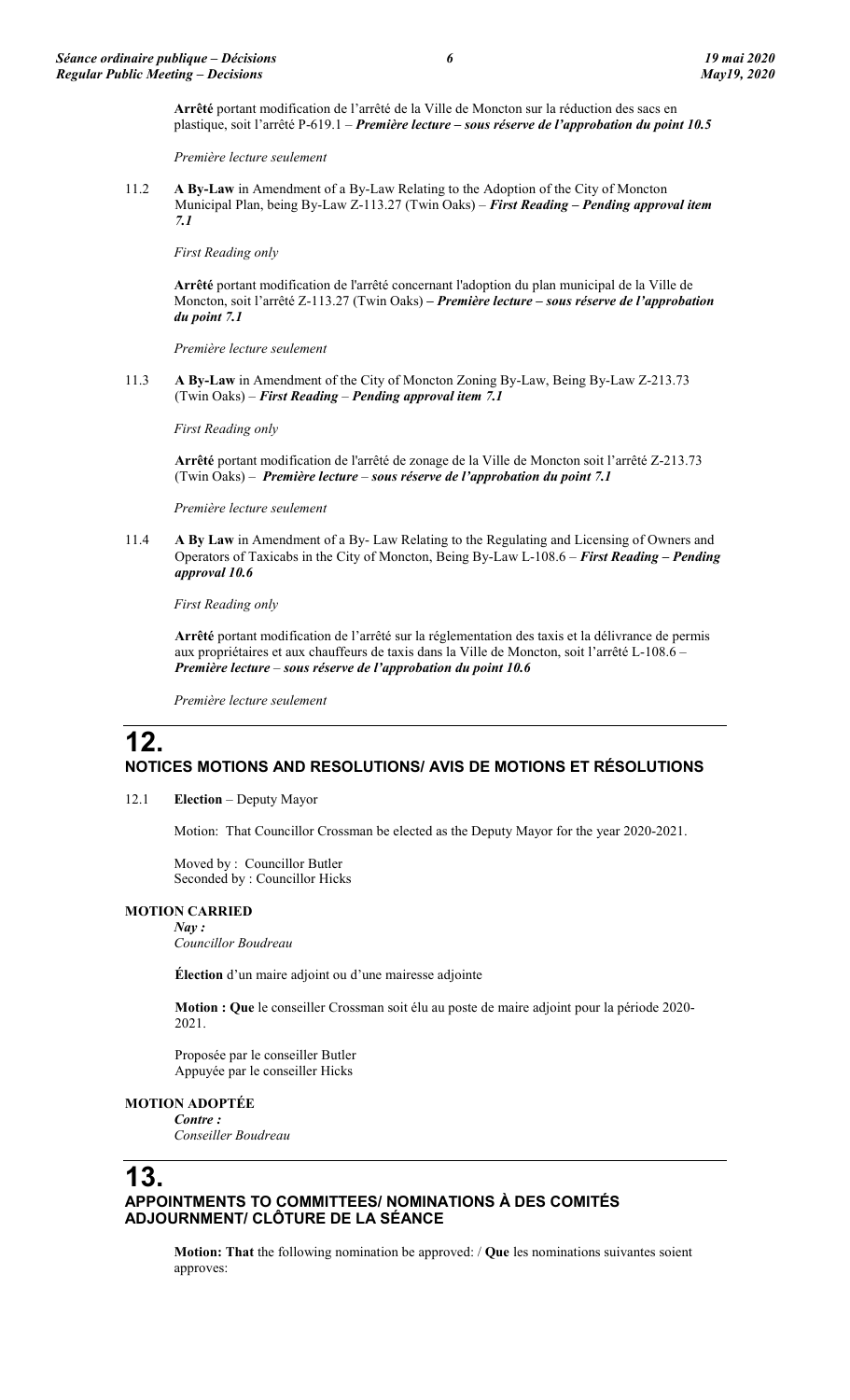**Arrêté** portant modification de l'arrêté de la Ville de Moncton sur la réduction des sacs en plastique, soit l'arrêté P-619.1 – ***Première lecture – sous réserve de l'approbation du point 10.5***

*Première lecture seulement*

11.2 **A By-Law** in Amendment of a By-Law Relating to the Adoption of the City of Moncton Municipal Plan, being By-Law Z-113.27 (Twin Oaks) – ***First Reading – Pending approval item 7.1***

*First Reading only*

**Arrêté** portant modification de l'arrêté concernant l'adoption du plan municipal de la Ville de Moncton, soit l'arrêté Z-113.27 (Twin Oaks) **–** ***Première lecture – sous réserve de l'approbation du point 7.1***

*Première lecture seulement*

11.3 **A By-Law** in Amendment of the City of Moncton Zoning By-Law, Being By-Law Z-213.73 (Twin Oaks) – ***First Reading*** – ***Pending approval item 7.1***

*First Reading only*

**Arrêté** portant modification de l'arrêté de zonage de la Ville de Moncton soit l'arrêté Z-213.73 (Twin Oaks) – ***Première lecture*** – ***sous réserve de l'approbation du point 7.1***

*Première lecture seulement*

11.4 **A By Law** in Amendment of a By- Law Relating to the Regulating and Licensing of Owners and Operators of Taxicabs in the City of Moncton, Being By-Law L-108.6 – ***First Reading – Pending approval 10.6***

*First Reading only*

**Arrêté** portant modification de l'arrêté sur la réglementation des taxis et la délivrance de permis aux propriétaires et aux chauffeurs de taxis dans la Ville de Moncton, soit l'arrêté L-108.6 – ***Première lecture*** – ***sous réserve de l'approbation du point 10.6***

*Première lecture seulement*

# 12.
## NOTICES MOTIONS AND RESOLUTIONS/ AVIS DE MOTIONS ET RÉSOLUTIONS

12.1 **Election** – Deputy Mayor

Motion: That Councillor Crossman be elected as the Deputy Mayor for the year 2020-2021.

Moved by : Councillor Butler
Seconded by : Councillor Hicks

**MOTION CARRIED**

***Nay :***
*Councillor Boudreau*

**Élection** d'un maire adjoint ou d'une mairesse adjointe

**Motion : Que** le conseiller Crossman soit élu au poste de maire adjoint pour la période 2020-2021.

Proposée par le conseiller Butler
Appuyée par le conseiller Hicks

**MOTION ADOPTÉE**

***Contre :***
*Conseiller Boudreau*

# 13.
## APPOINTMENTS TO COMMITTEES/ NOMINATIONS À DES COMITÉS ADJOURNMENT/ CLÔTURE DE LA SÉANCE

**Motion: That** the following nomination be approved: / **Que** les nominations suivantes soient approves: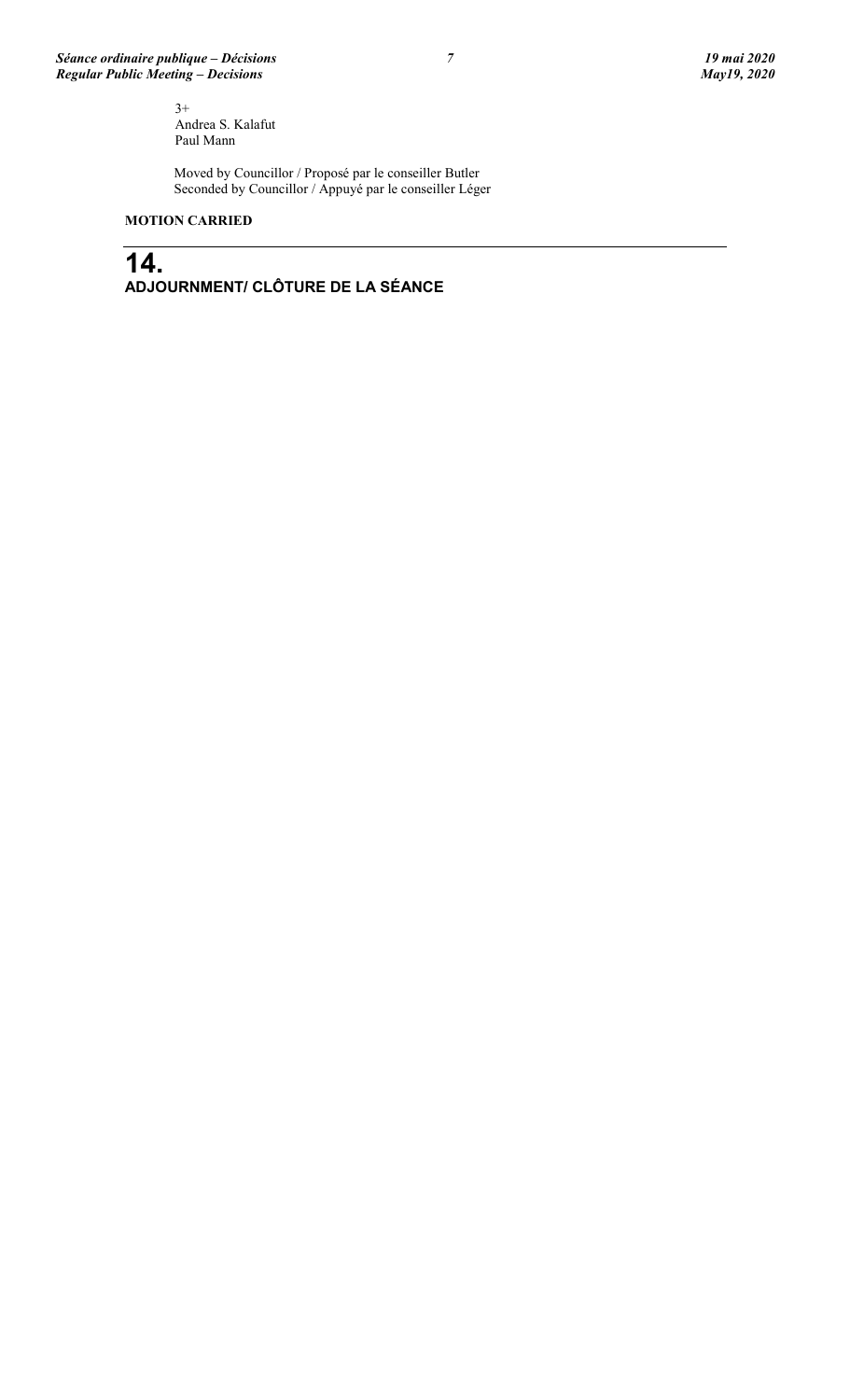3+
Andrea S. Kalafut
Paul Mann

Moved by Councillor / Proposé par le conseiller Butler
Seconded by Councillor / Appuyé par le conseiller Léger

**MOTION CARRIED**

## 14.
## ADJOURNMENT/ CLÔTURE DE LA SÉANCE